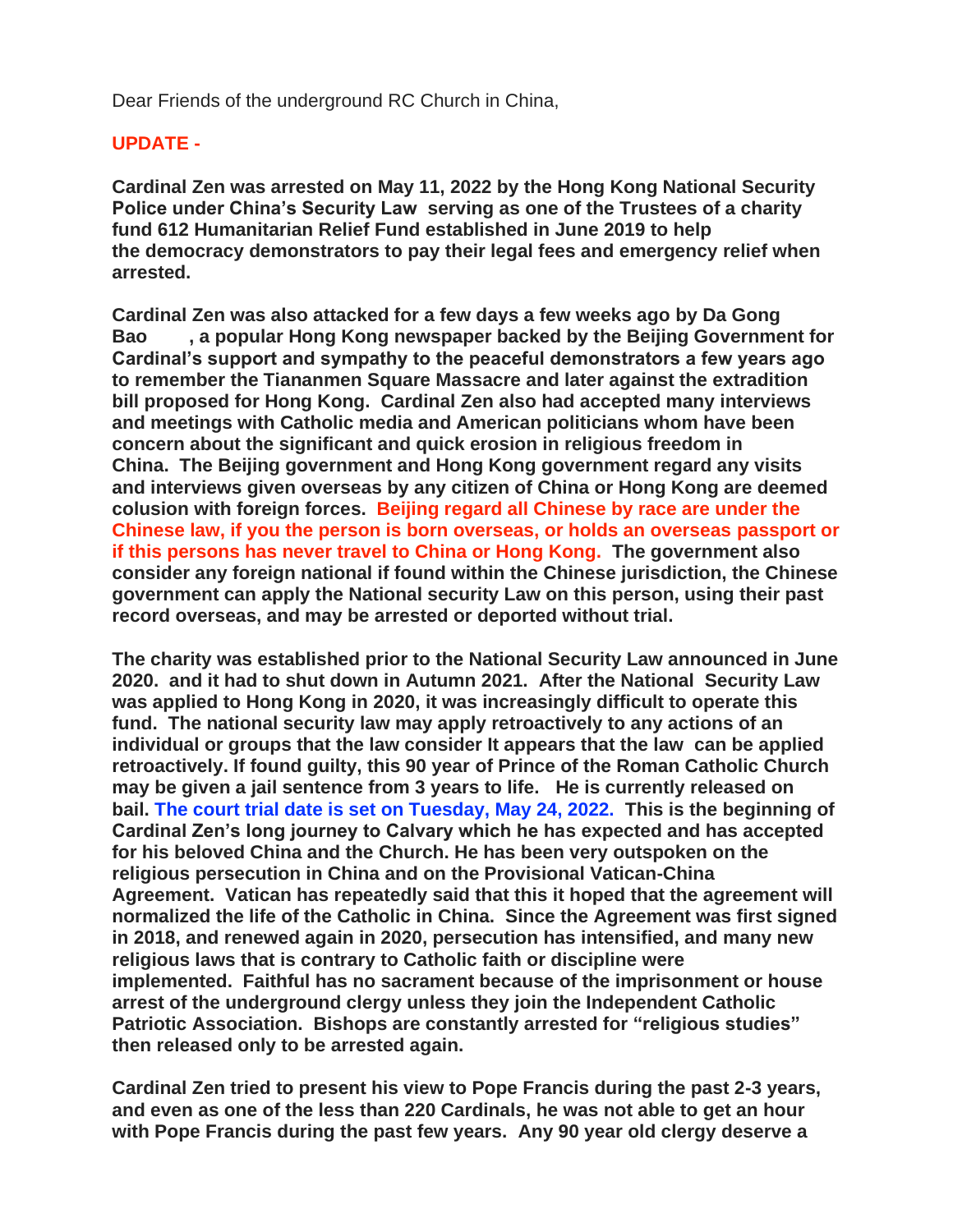Dear Friends of the underground RC Church in China,

**UPDATE -**

**Cardinal Zen was arrested on May 11, 2022 by the Hong Kong National Security Police under China's Security Law serving as one of the Trustees of a charity fund 612 Humanitarian Relief Fund established in June 2019 to help the democracy demonstrators to pay their legal fees and emergency relief when arrested.**

**Cardinal Zen was also attacked for a few days a few weeks ago by Da Gong Bao , a popular Hong Kong newspaper backed by the Beijing Government for Cardinal's support and sympathy to the peaceful demonstrators a few years ago to remember the Tiananmen Square Massacre and later against the extradition bill proposed for Hong Kong. Cardinal Zen also had accepted many interviews and meetings with Catholic media and American politicians whom have been concern about the significant and quick erosion in religious freedom in China. The Beijing government and Hong Kong government regard any visits and interviews given overseas by any citizen of China or Hong Kong are deemed colusion with foreign forces. Beijing regard all Chinese by race are under the Chinese law, if you the person is born overseas, or holds an overseas passport or if this persons has never travel to China or Hong Kong. The government also consider any foreign national if found within the Chinese jurisdiction, the Chinese government can apply the National security Law on this person, using their past record overseas, and may be arrested or deported without trial.**

**The charity was established prior to the National Security Law announced in June 2020. and it had to shut down in Autumn 2021. After the National Security Law was applied to Hong Kong in 2020, it was increasingly difficult to operate this fund. The national security law may apply retroactively to any actions of an individual or groups that the law consider It appears that the law can be applied retroactively. If found guilty, this 90 year of Prince of the Roman Catholic Church may be given a jail sentence from 3 years to life. He is currently released on bail. The court trial date is set on Tuesday, May 24, 2022. This is the beginning of Cardinal Zen's long journey to Calvary which he has expected and has accepted for his beloved China and the Church. He has been very outspoken on the religious persecution in China and on the Provisional Vatican-China Agreement. Vatican has repeatedly said that this it hoped that the agreement will normalized the life of the Catholic in China. Since the Agreement was first signed in 2018, and renewed again in 2020, persecution has intensified, and many new religious laws that is contrary to Catholic faith or discipline were implemented. Faithful has no sacrament because of the imprisonment or house arrest of the underground clergy unless they join the Independent Catholic Patriotic Association. Bishops are constantly arrested for "religious studies" then released only to be arrested again.**

**Cardinal Zen tried to present his view to Pope Francis during the past 2-3 years, and even as one of the less than 220 Cardinals, he was not able to get an hour with Pope Francis during the past few years. Any 90 year old clergy deserve a**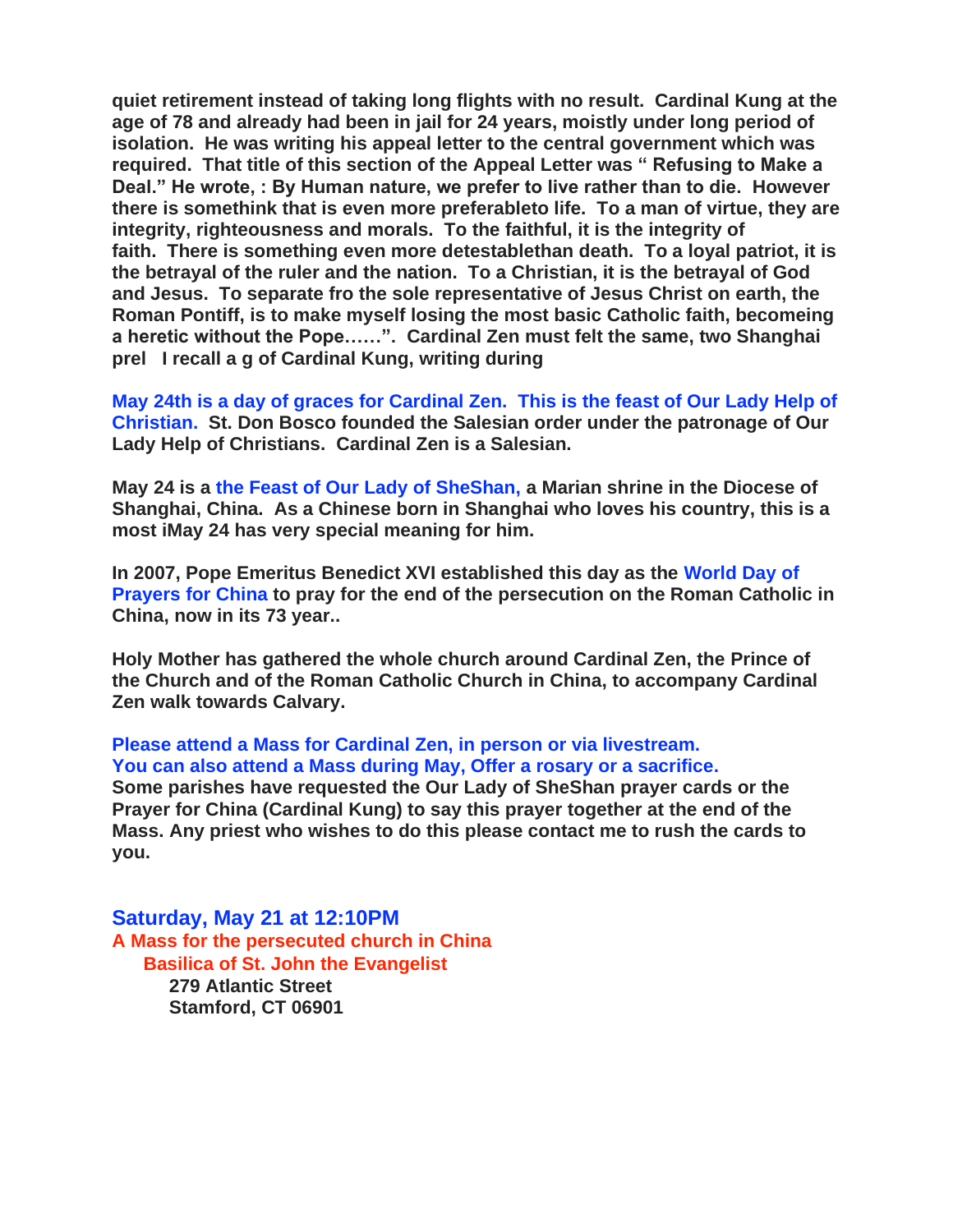**quiet retirement instead of taking long flights with no result. Cardinal Kung at the age of 78 and already had been in jail for 24 years, moistly under long period of isolation. He was writing his appeal letter to the central government which was required. That title of this section of the Appeal Letter was " Refusing to Make a Deal." He wrote, : By Human nature, we prefer to live rather than to die. However there is somethink that is even more preferableto life. To a man of virtue, they are integrity, righteousness and morals. To the faithful, it is the integrity of faith. There is something even more detestablethan death. To a loyal patriot, it is the betrayal of the ruler and the nation. To a Christian, it is the betrayal of God and Jesus. To separate fro the sole representative of Jesus Christ on earth, the Roman Pontiff, is to make myself losing the most basic Catholic faith, becomeing a heretic without the Pope……". Cardinal Zen must felt the same, two Shanghai prel I recall a g of Cardinal Kung, writing during**

**May 24th is a day of graces for Cardinal Zen. This is the feast of Our Lady Help of Christian. St. Don Bosco founded the Salesian order under the patronage of Our Lady Help of Christians. Cardinal Zen is a Salesian.**

**May 24 is a the Feast of Our Lady of SheShan, a Marian shrine in the Diocese of Shanghai, China. As a Chinese born in Shanghai who loves his country, this is a most iMay 24 has very special meaning for him.**

**In 2007, Pope Emeritus Benedict XVI established this day as the World Day of Prayers for China to pray for the end of the persecution on the Roman Catholic in China, now in its 73 year..**

**Holy Mother has gathered the whole church around Cardinal Zen, the Prince of the Church and of the Roman Catholic Church in China, to accompany Cardinal Zen walk towards Calvary.**

**Please attend a Mass for Cardinal Zen, in person or via livestream.**
**You can also attend a Mass during May, Offer a rosary or a sacrifice.**
**Some parishes have requested the Our Lady of SheShan prayer cards or the Prayer for China (Cardinal Kung) to say this prayer together at the end of the Mass. Any priest who wishes to do this please contact me to rush the cards to you.**

## Saturday, May 21 at 12:10PM

**A Mass for the persecuted church in China**
**Basilica of St. John the Evangelist**
**279 Atlantic Street**
**Stamford, CT 06901**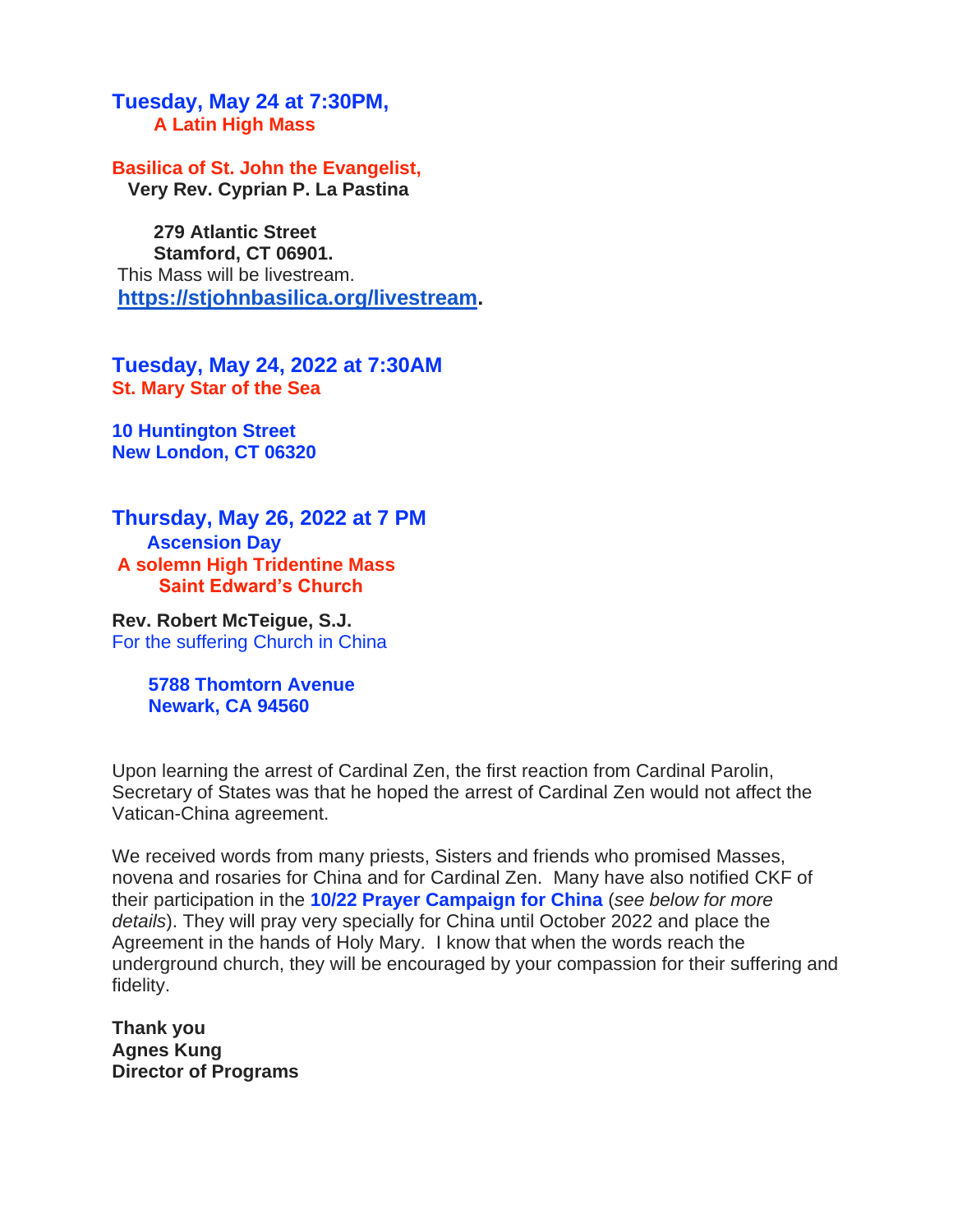**Tuesday, May 24 at 7:30PM,**
**A Latin High Mass**

**Basilica of St. John the Evangelist,**
**Very Rev. Cyprian P. La Pastina**

**279 Atlantic Street**
**Stamford, CT 06901.**
This Mass will be livestream.
**https://stjohnbasilica.org/livestream.**

**Tuesday, May 24, 2022 at 7:30AM**
**St. Mary Star of the Sea**

**10 Huntington Street**
**New London, CT 06320**

**Thursday, May 26, 2022 at 7 PM**
**Ascension Day**
**A solemn High Tridentine Mass**
**Saint Edward's Church**

**Rev. Robert McTeigue, S.J.**
For the suffering Church in China

**5788 Thomtorn Avenue**
**Newark, CA 94560**

Upon learning the arrest of Cardinal Zen, the first reaction from Cardinal Parolin, Secretary of States was that he hoped the arrest of Cardinal Zen would not affect the Vatican-China agreement.

We received words from many priests, Sisters and friends who promised Masses, novena and rosaries for China and for Cardinal Zen. Many have also notified CKF of their participation in the **10/22 Prayer Campaign for China** (*see below for more details*). They will pray very specially for China until October 2022 and place the Agreement in the hands of Holy Mary. I know that when the words reach the underground church, they will be encouraged by your compassion for their suffering and fidelity.

**Thank you**
**Agnes Kung**
**Director of Programs**